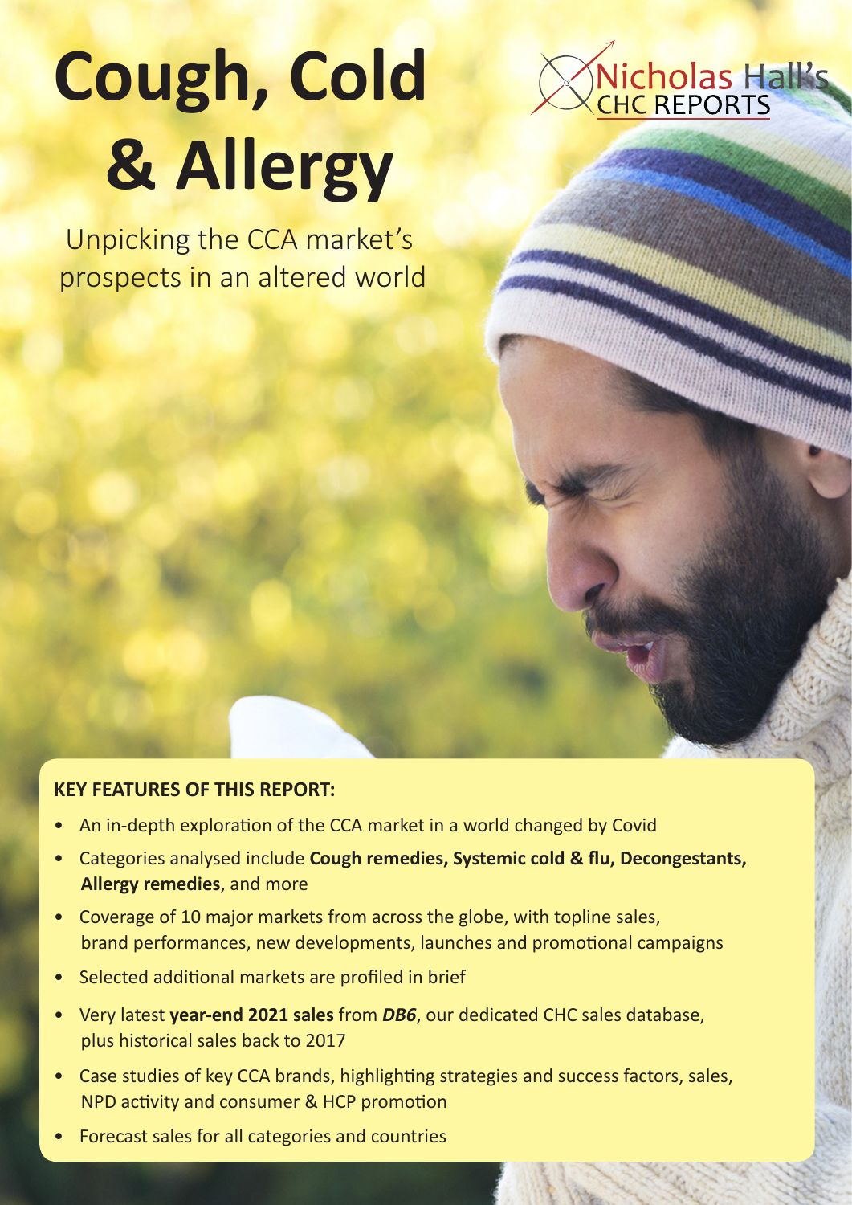# Cough, Cold & Allergy

Nicholas Hall's CHC REPORTS

Unpicking the CCA market's prospects in an altered world

**KEY FEATURES OF THIS REPORT:**

- An in-depth exploration of the CCA market in a world changed by Covid
- Categories analysed include **Cough remedies, Systemic cold & flu, Decongestants, Allergy remedies**, and more
- Coverage of 10 major markets from across the globe, with topline sales, brand performances, new developments, launches and promotional campaigns
- Selected additional markets are profiled in brief
- Very latest **year-end 2021 sales** from ***DB6***, our dedicated CHC sales database, plus historical sales back to 2017
- Case studies of key CCA brands, highlighting strategies and success factors, sales, NPD activity and consumer & HCP promotion
- Forecast sales for all categories and countries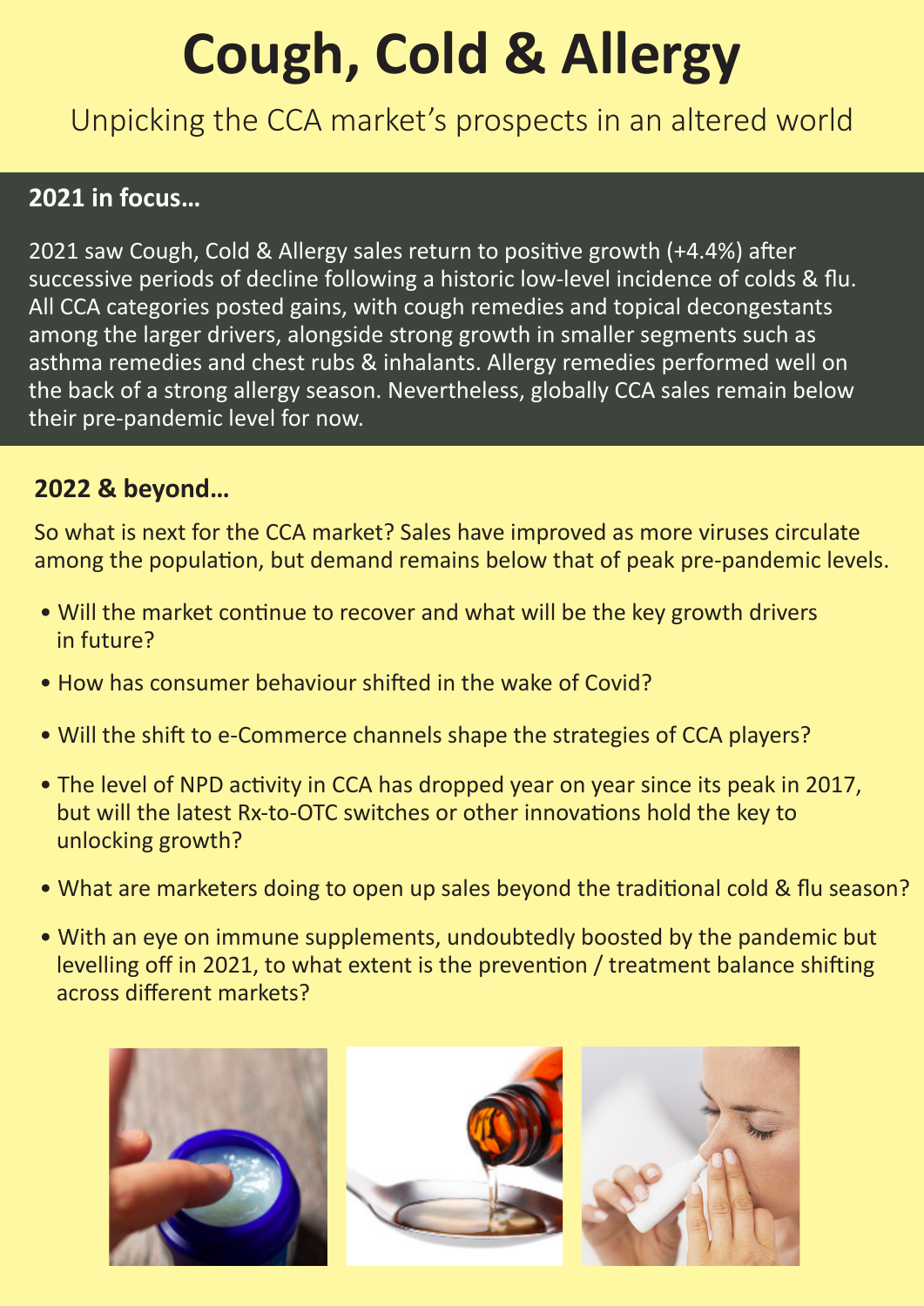# Cough, Cold & Allergy

Unpicking the CCA market's prospects in an altered world

## 2021 in focus…

2021 saw Cough, Cold & Allergy sales return to positive growth (+4.4%) after successive periods of decline following a historic low-level incidence of colds & flu. All CCA categories posted gains, with cough remedies and topical decongestants among the larger drivers, alongside strong growth in smaller segments such as asthma remedies and chest rubs & inhalants. Allergy remedies performed well on the back of a strong allergy season. Nevertheless, globally CCA sales remain below their pre-pandemic level for now.

## 2022 & beyond…

So what is next for the CCA market? Sales have improved as more viruses circulate among the population, but demand remains below that of peak pre-pandemic levels.

- Will the market continue to recover and what will be the key growth drivers in future?
- How has consumer behaviour shifted in the wake of Covid?
- Will the shift to e-Commerce channels shape the strategies of CCA players?
- The level of NPD activity in CCA has dropped year on year since its peak in 2017, but will the latest Rx-to-OTC switches or other innovations hold the key to unlocking growth?
- What are marketers doing to open up sales beyond the traditional cold & flu season?
- With an eye on immune supplements, undoubtedly boosted by the pandemic but levelling off in 2021, to what extent is the prevention / treatment balance shifting across different markets?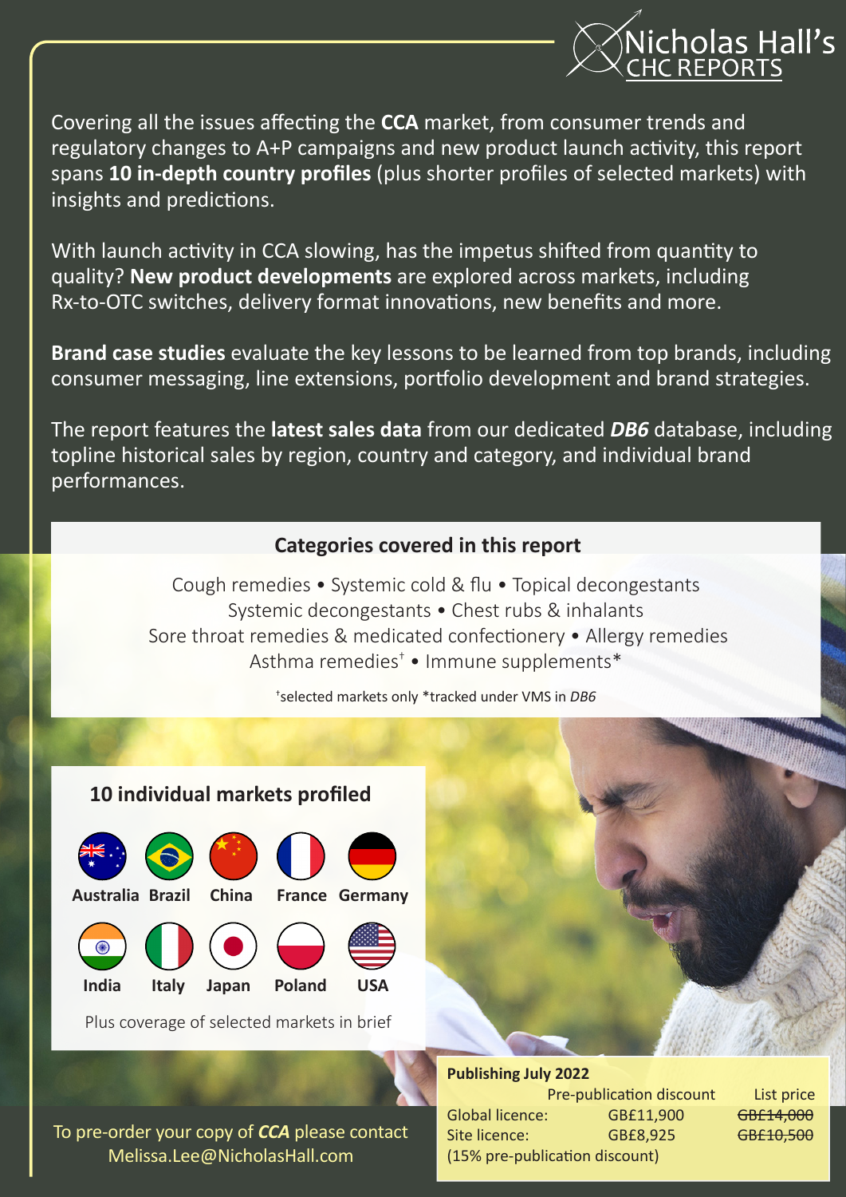Nicholas Hall's CHC REPORTS

Covering all the issues affecting the **CCA** market, from consumer trends and regulatory changes to A+P campaigns and new product launch activity, this report spans **10 in-depth country profiles** (plus shorter profiles of selected markets) with insights and predictions.

With launch activity in CCA slowing, has the impetus shifted from quantity to quality? **New product developments** are explored across markets, including Rx-to-OTC switches, delivery format innovations, new benefits and more.

**Brand case studies** evaluate the key lessons to be learned from top brands, including consumer messaging, line extensions, portfolio development and brand strategies.

The report features the **latest sales data** from our dedicated ***DB6*** database, including topline historical sales by region, country and category, and individual brand performances.

## Categories covered in this report

Cough remedies • Systemic cold & flu • Topical decongestants
Systemic decongestants • Chest rubs & inhalants
Sore throat remedies & medicated confectionery • Allergy remedies
Asthma remedies† • Immune supplements*

†selected markets only *tracked under VMS in *DB6*

## 10 individual markets profiled

Australia, Brazil, China, France, Germany, India, Italy, Japan, Poland, USA

Plus coverage of selected markets in brief

To pre-order your copy of ***CCA*** please contact Melissa.Lee@NicholasHall.com

**Publishing July 2022**

| | Pre-publication discount | List price |
|---|---|---|
| Global licence: | GB£11,900 | ~~GB£14,000~~ |
| Site licence: | GB£8,925 | ~~GB£10,500~~ |

(15% pre-publication discount)